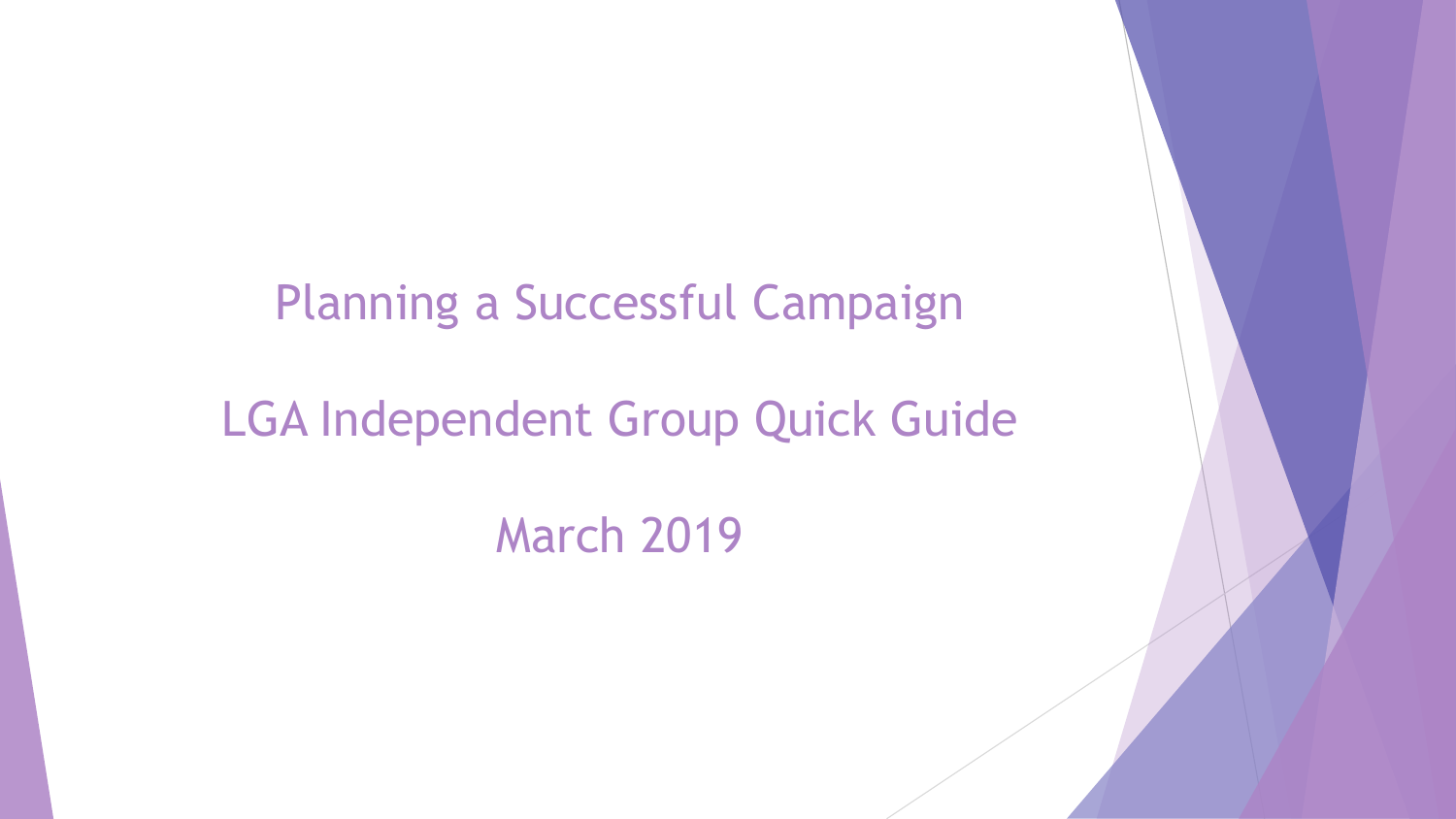# Planning a Successful Campaign

## LGA Independent Group Quick Guide

March 2019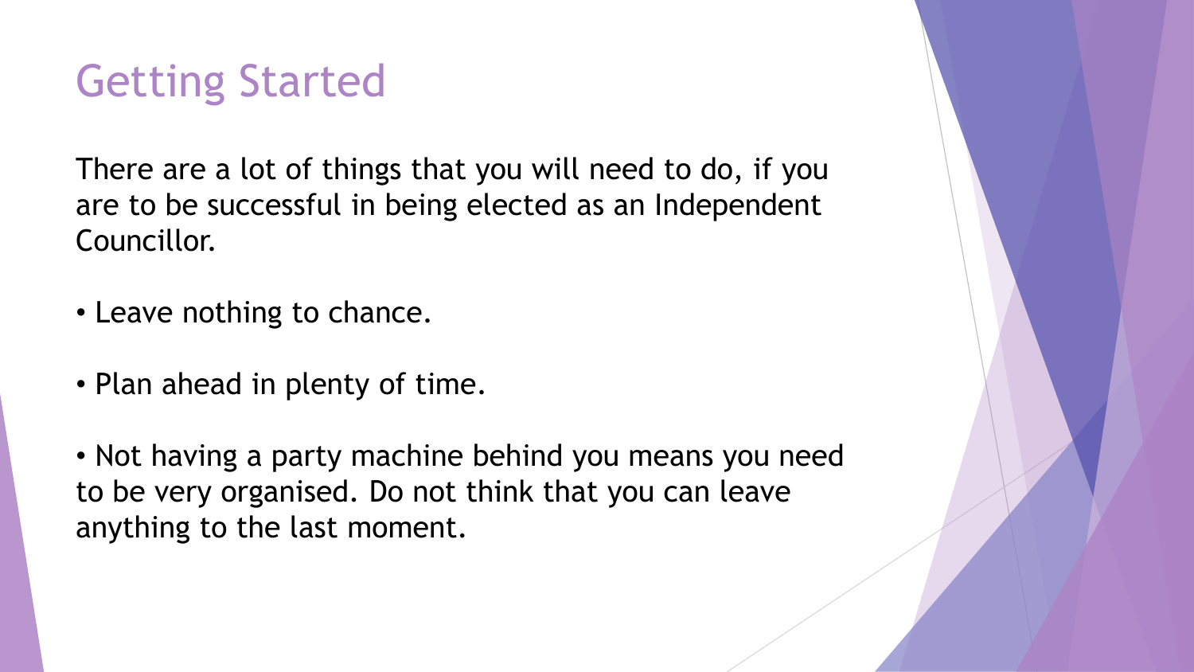# Getting Started

There are a lot of things that you will need to do, if you are to be successful in being elected as an Independent Councillor.

- Leave nothing to chance.

- Plan ahead in plenty of time.

- Not having a party machine behind you means you need to be very organised. Do not think that you can leave anything to the last moment.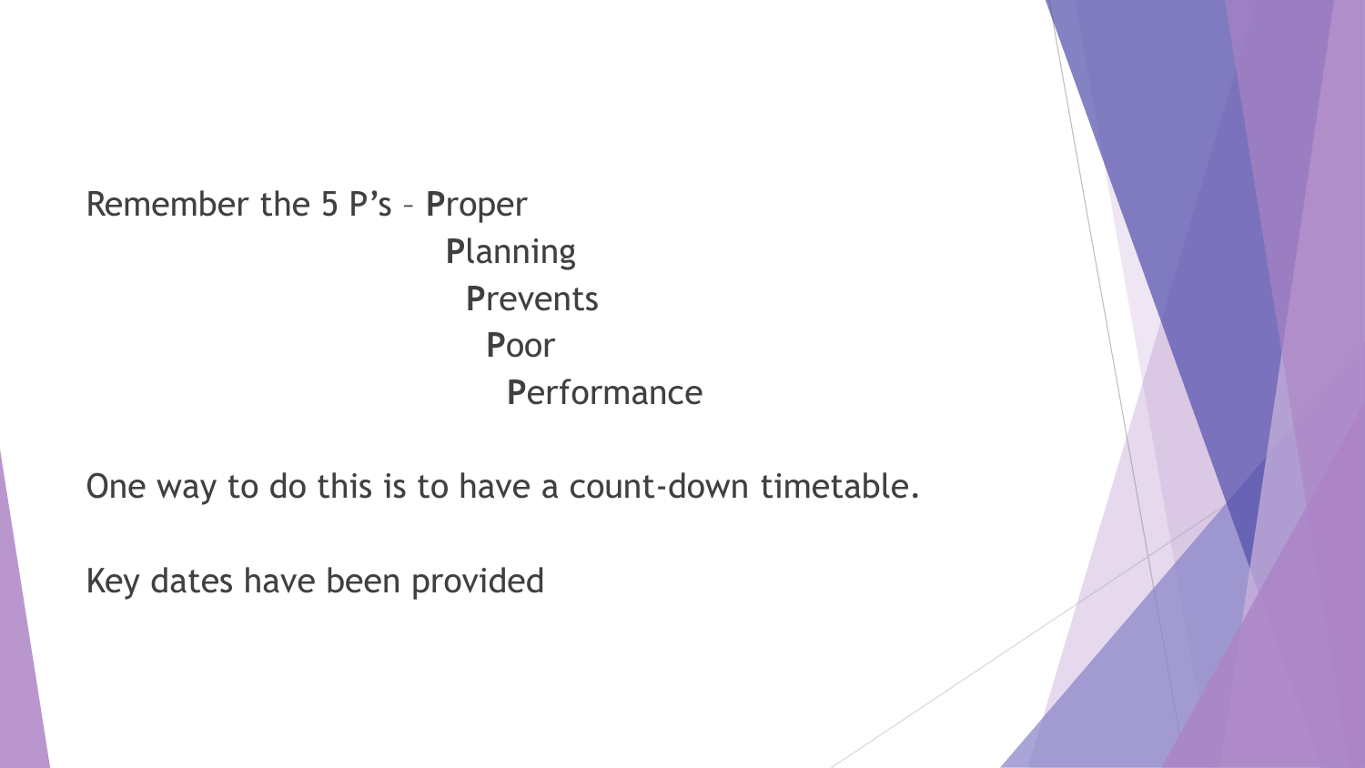Remember the 5 P's – **P**roper
**P**lanning
**P**revents
**P**oor
**P**erformance

One way to do this is to have a count-down timetable.

Key dates have been provided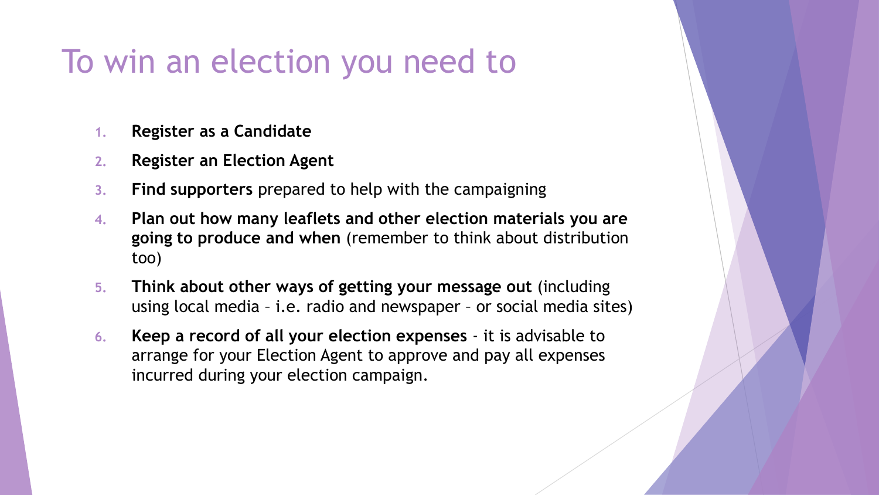# To win an election you need to

1. **Register as a Candidate**
2. **Register an Election Agent**
3. **Find supporters** prepared to help with the campaigning
4. **Plan out how many leaflets and other election materials you are going to produce and when** (remember to think about distribution too)
5. **Think about other ways of getting your message out** (including using local media – i.e. radio and newspaper – or social media sites)
6. **Keep a record of all your election expenses** - it is advisable to arrange for your Election Agent to approve and pay all expenses incurred during your election campaign.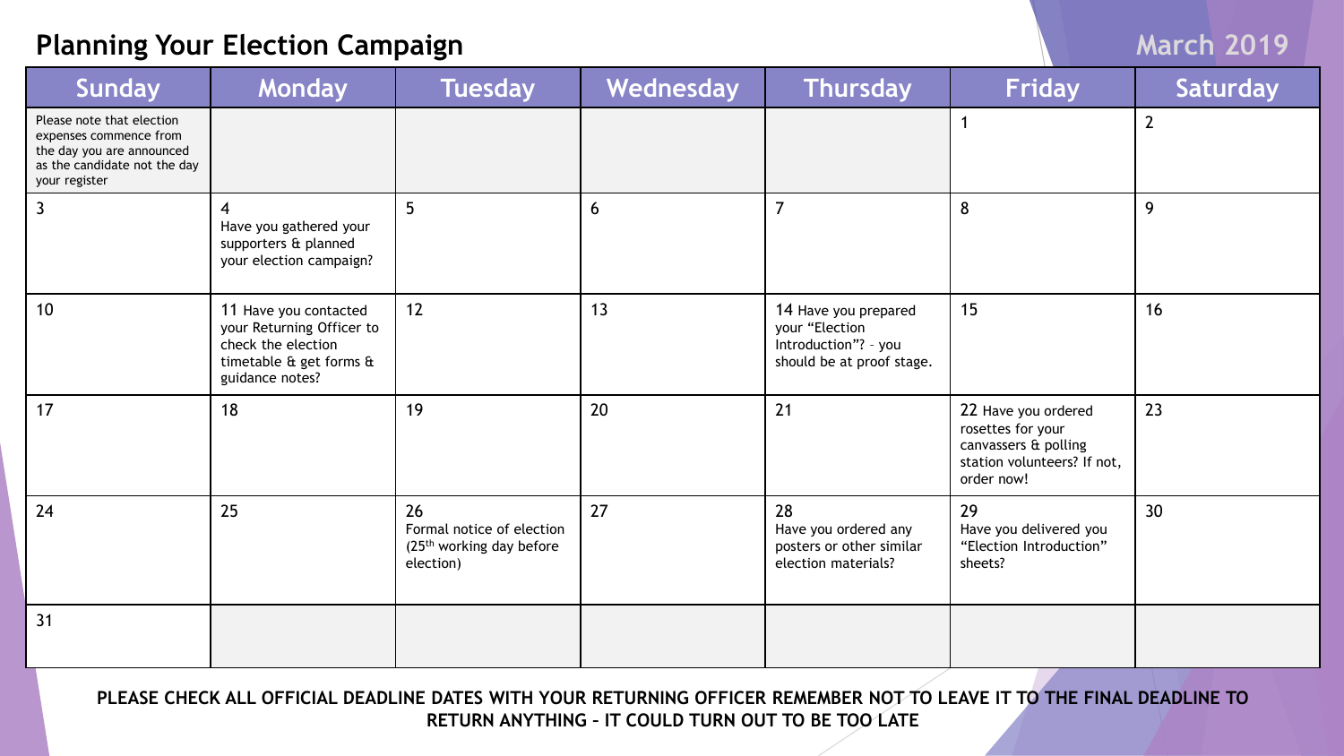# Planning Your Election Campaign

## March 2019

| Sunday | Monday | Tuesday | Wednesday | Thursday | Friday | Saturday |
|---|---|---|---|---|---|---|
| Please note that election expenses commence from the day you are announced as the candidate not the day your register | | | | | 1 | 2 |
| 3 | 4 Have you gathered your supporters & planned your election campaign? | 5 | 6 | 7 | 8 | 9 |
| 10 | 11 Have you contacted your Returning Officer to check the election timetable & get forms & guidance notes? | 12 | 13 | 14 Have you prepared your "Election Introduction"? - you should be at proof stage. | 15 | 16 |
| 17 | 18 | 19 | 20 | 21 | 22 Have you ordered rosettes for your canvassers & polling station volunteers? If not, order now! | 23 |
| 24 | 25 | 26 Formal notice of election (25th working day before election) | 27 | 28 Have you ordered any posters or other similar election materials? | 29 Have you delivered you "Election Introduction" sheets? | 30 |
| 31 | | | | | | |

**PLEASE CHECK ALL OFFICIAL DEADLINE DATES WITH YOUR RETURNING OFFICER REMEMBER NOT TO LEAVE IT TO THE FINAL DEADLINE TO RETURN ANYTHING – IT COULD TURN OUT TO BE TOO LATE**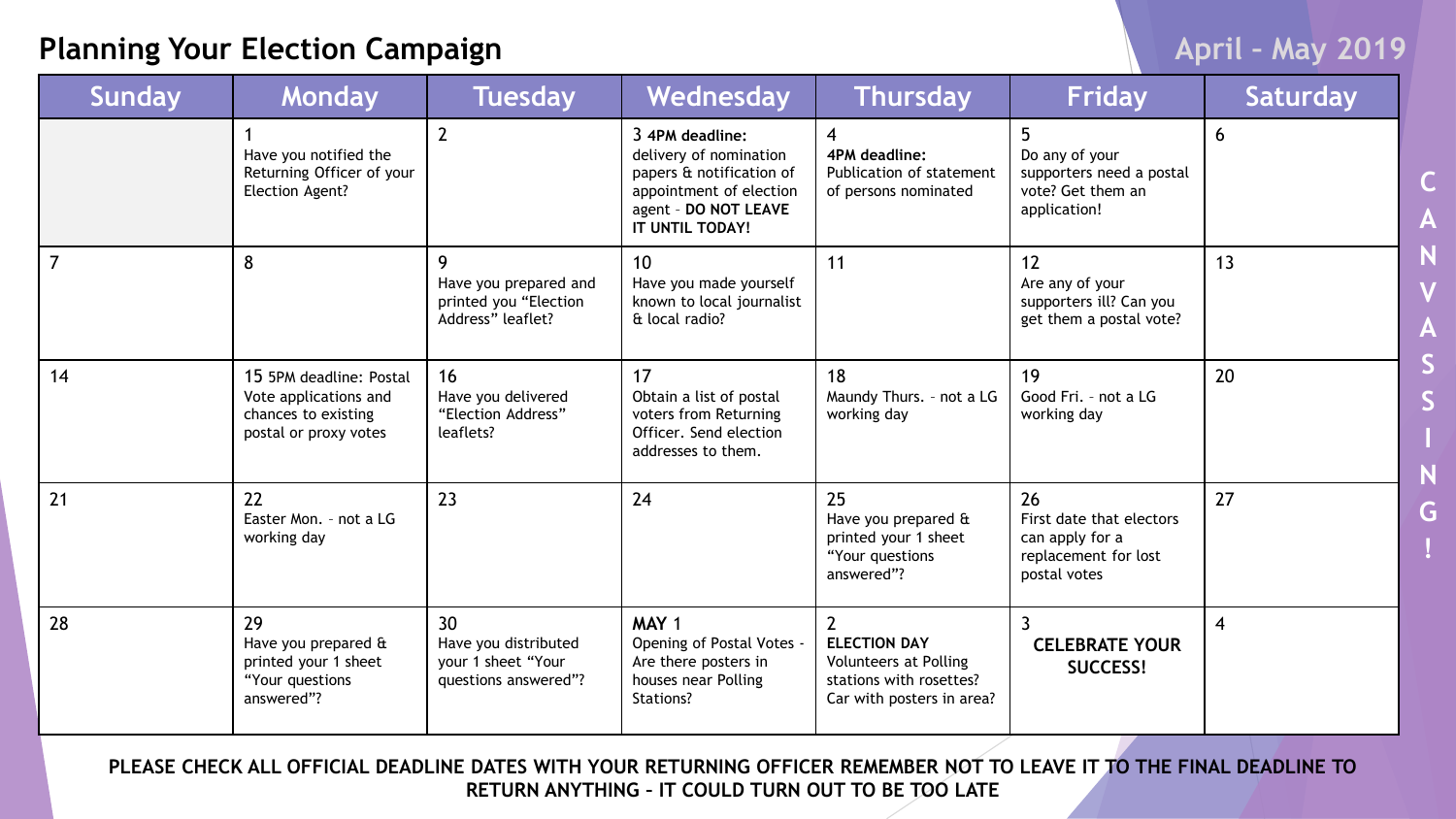# Planning Your Election Campaign

## April – May 2019

| Sunday | Monday | Tuesday | Wednesday | Thursday | Friday | Saturday |
| --- | --- | --- | --- | --- | --- | --- |
| | 1 Have you notified the Returning Officer of your Election Agent? | 2 | 3 **4PM deadline:** delivery of nomination papers & notification of appointment of election agent - **DO NOT LEAVE IT UNTIL TODAY!** | 4 **4PM deadline:** Publication of statement of persons nominated | 5 Do any of your supporters need a postal vote? Get them an application! | 6 |
| 7 | 8 | 9 Have you prepared and printed you "Election Address" leaflet? | 10 Have you made yourself known to local journalist & local radio? | 11 | 12 Are any of your supporters ill? Can you get them a postal vote? | 13 |
| 14 | 15 5PM deadline: Postal Vote applications and chances to existing postal or proxy votes | 16 Have you delivered "Election Address" leaflets? | 17 Obtain a list of postal voters from Returning Officer. Send election addresses to them. | 18 Maundy Thurs. - not a LG working day | 19 Good Fri. - not a LG working day | 20 |
| 21 | 22 Easter Mon. - not a LG working day | 23 | 24 | 25 Have you prepared & printed your 1 sheet "Your questions answered"? | 26 First date that electors can apply for a replacement for lost postal votes | 27 |
| 28 | 29 Have you prepared & printed your 1 sheet "Your questions answered"? | 30 Have you distributed your 1 sheet "Your questions answered"? | MAY 1 Opening of Postal Votes - Are there posters in houses near Polling Stations? | 2 **ELECTION DAY** Volunteers at Polling stations with rosettes? Car with posters in area? | 3 **CELEBRATE YOUR SUCCESS!** | 4 |

CANVASSING!

**PLEASE CHECK ALL OFFICIAL DEADLINE DATES WITH YOUR RETURNING OFFICER REMEMBER NOT TO LEAVE IT TO THE FINAL DEADLINE TO RETURN ANYTHING – IT COULD TURN OUT TO BE TOO LATE**